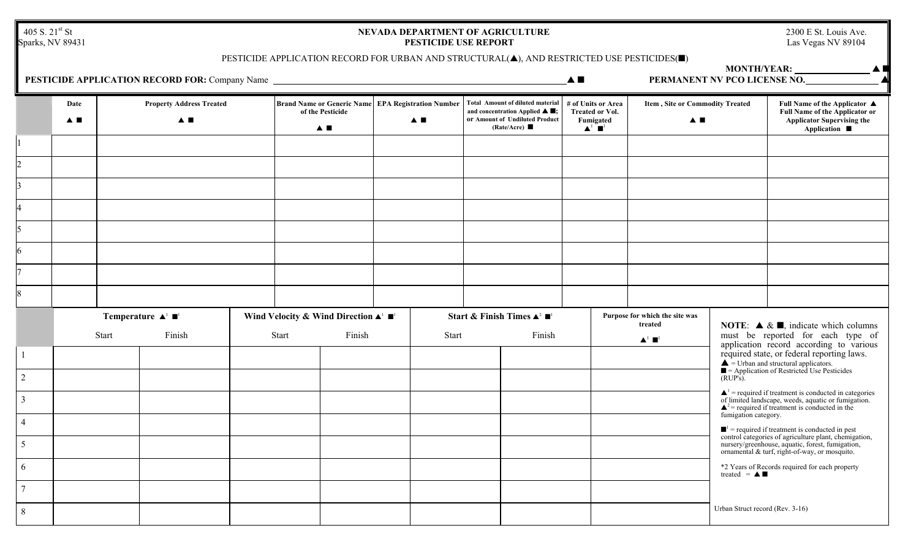405 S. 21st St
Sparks, NV 89431

**NEVADA DEPARTMENT OF AGRICULTURE**
**PESTICIDE USE REPORT**

2300 E St. Louis Ave.
Las Vegas NV 89104

PESTICIDE APPLICATION RECORD FOR URBAN AND STRUCTURAL(▲), AND RESTRICTED USE PESTICIDES(■)

**MONTH/YEAR:** ______________ ▲■

**PESTICIDE APPLICATION RECORD FOR:** Company Name ____________________________________________ ▲■

**PERMANENT NV PCO LICENSE NO.** ______________ ▲

| | Date ▲■ | Property Address Treated ▲■ | Brand Name or Generic Name of the Pesticide ▲■ | EPA Registration Number ▲■ | Total Amount of diluted material and concentration Applied ▲■; or Amount of Undiluted Product (Rate/Acre) ■ | # of Units or Area Treated or Vol. Fumigated ▲[1] ■[1] | Item, Site or Commodity Treated ▲■ | Full Name of the Applicator ▲ Full Name of the Applicator or Applicator Supervising the Application ■ |
|---|---|---|---|---|---|---|---|---|
| 1 | | | | | | | | |
| 2 | | | | | | | | |
| 3 | | | | | | | | |
| 4 | | | | | | | | |
| 5 | | | | | | | | |
| 6 | | | | | | | | |
| 7 | | | | | | | | |
| 8 | | | | | | | | |

| | Temperature ▲[1] ■[1] | | Wind Velocity & Wind Direction ▲[1] ■[1] | | Start & Finish Times ▲[2] ■[1] | | Purpose for which the site was treated ▲[1] ■[1] |
|---|---|---|---|---|---|---|---|
| | Start | Finish | Start | Finish | Start | Finish | |
| 1 | | | | | | | |
| 2 | | | | | | | |
| 3 | | | | | | | |
| 4 | | | | | | | |
| 5 | | | | | | | |
| 6 | | | | | | | |
| 7 | | | | | | | |
| 8 | | | | | | | |

**NOTE**: ▲ & ■, indicate which columns must be reported for each type of application record according to various required state, or federal reporting laws.

▲ = Urban and structural applicators.
■ = Application of Restricted Use Pesticides (RUP's).

▲[1] = required if treatment is conducted in categories of limited landscape, weeds, aquatic or fumigation.
▲[2] = required if treatment is conducted in the fumigation category.

■[1] = required if treatment is conducted in pest control categories of agriculture plant, chemigation, nursery/greenhouse, aquatic, forest, fumigation, ornamental & turf, right-of-way, or mosquito.

*2 Years of Records required for each property treated = ▲■

Urban Struct record (Rev. 3-16)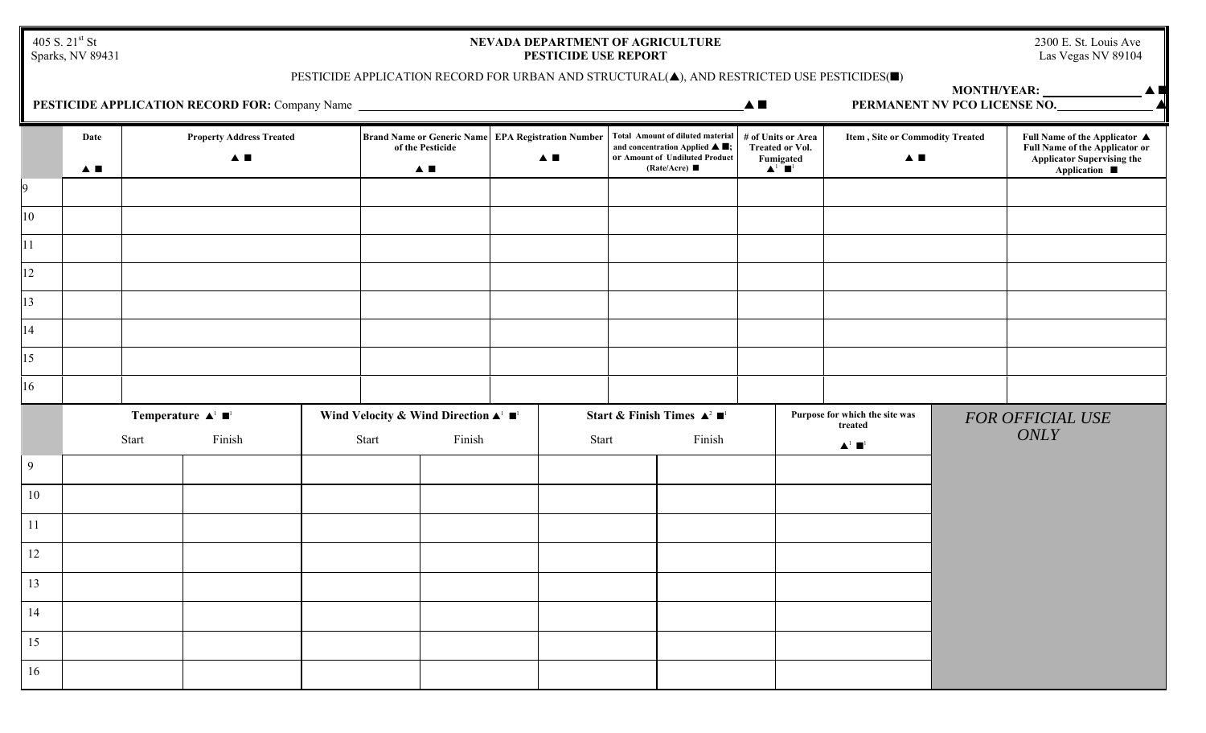405 S. 21[st] St
Sparks, NV 89431

**NEVADA DEPARTMENT OF AGRICULTURE**
**PESTICIDE USE REPORT**

2300 E. St. Louis Ave
Las Vegas NV 89104

PESTICIDE APPLICATION RECORD FOR URBAN AND STRUCTURAL(▲), AND RESTRICTED USE PESTICIDES(■)

**MONTH/YEAR:** ______________ ▲■

**PESTICIDE APPLICATION RECORD FOR:** Company Name ____________________________________________ ▲■ **PERMANENT NV PCO LICENSE NO.** ______________ ▲

| | Date ▲■ | Property Address Treated ▲■ | Brand Name or Generic Name of the Pesticide ▲■ | EPA Registration Number ▲■ | Total Amount of diluted material and concentration Applied ▲■; or Amount of Undiluted Product (Rate/Acre) ■ | # of Units or Area Treated or Vol. Fumigated ▲[1] ■[1] | Item , Site or Commodity Treated ▲■ | Full Name of the Applicator ▲ Full Name of the Applicator or Applicator Supervising the Application ■ |
|---|---|---|---|---|---|---|---|---|
| 9 | | | | | | | | |
| 10 | | | | | | | | |
| 11 | | | | | | | | |
| 12 | | | | | | | | |
| 13 | | | | | | | | |
| 14 | | | | | | | | |
| 15 | | | | | | | | |
| 16 | | | | | | | | |

| | Temperature ▲[1] ■[1] | | Wind Velocity & Wind Direction ▲[1] ■[1] | | Start & Finish Times ▲[2] ■[1] | | Purpose for which the site was treated ▲[1] ■[1] | *FOR OFFICIAL USE ONLY* |
|---|---|---|---|---|---|---|---|---|
| | Start | Finish | Start | Finish | Start | Finish | | |
| 9 | | | | | | | | |
| 10 | | | | | | | | |
| 11 | | | | | | | | |
| 12 | | | | | | | | |
| 13 | | | | | | | | |
| 14 | | | | | | | | |
| 15 | | | | | | | | |
| 16 | | | | | | | | |